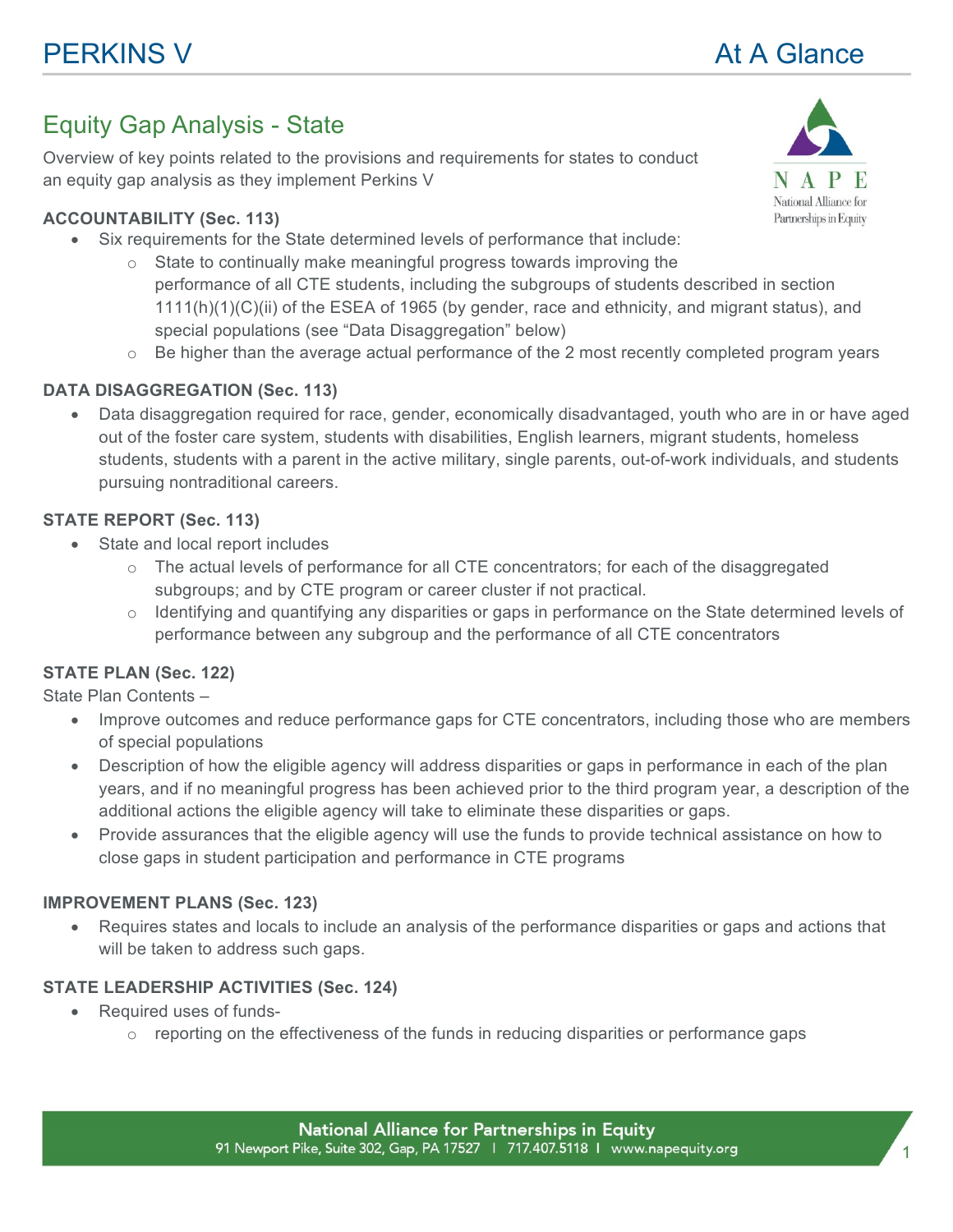# PERKINS V At A Glance

## Equity Gap Analysis - State

Overview of key points related to the provisions and requirements for states to conduct an equity gap analysis as they implement Perkins V

**ACCOUNTABILITY (Sec. 113)**

- Six requirements for the State determined levels of performance that include:
  - State to continually make meaningful progress towards improving the performance of all CTE students, including the subgroups of students described in section 1111(h)(1)(C)(ii) of the ESEA of 1965 (by gender, race and ethnicity, and migrant status), and special populations (see "Data Disaggregation" below)
  - Be higher than the average actual performance of the 2 most recently completed program years

**DATA DISAGGREGATION (Sec. 113)**

- Data disaggregation required for race, gender, economically disadvantaged, youth who are in or have aged out of the foster care system, students with disabilities, English learners, migrant students, homeless students, students with a parent in the active military, single parents, out-of-work individuals, and students pursuing nontraditional careers.

**STATE REPORT (Sec. 113)**

- State and local report includes
  - The actual levels of performance for all CTE concentrators; for each of the disaggregated subgroups; and by CTE program or career cluster if not practical.
  - Identifying and quantifying any disparities or gaps in performance on the State determined levels of performance between any subgroup and the performance of all CTE concentrators

**STATE PLAN (Sec. 122)**

State Plan Contents –

- Improve outcomes and reduce performance gaps for CTE concentrators, including those who are members of special populations
- Description of how the eligible agency will address disparities or gaps in performance in each of the plan years, and if no meaningful progress has been achieved prior to the third program year, a description of the additional actions the eligible agency will take to eliminate these disparities or gaps.
- Provide assurances that the eligible agency will use the funds to provide technical assistance on how to close gaps in student participation and performance in CTE programs

**IMPROVEMENT PLANS (Sec. 123)**

- Requires states and locals to include an analysis of the performance disparities or gaps and actions that will be taken to address such gaps.

**STATE LEADERSHIP ACTIVITIES (Sec. 124)**

- Required uses of funds-
  - reporting on the effectiveness of the funds in reducing disparities or performance gaps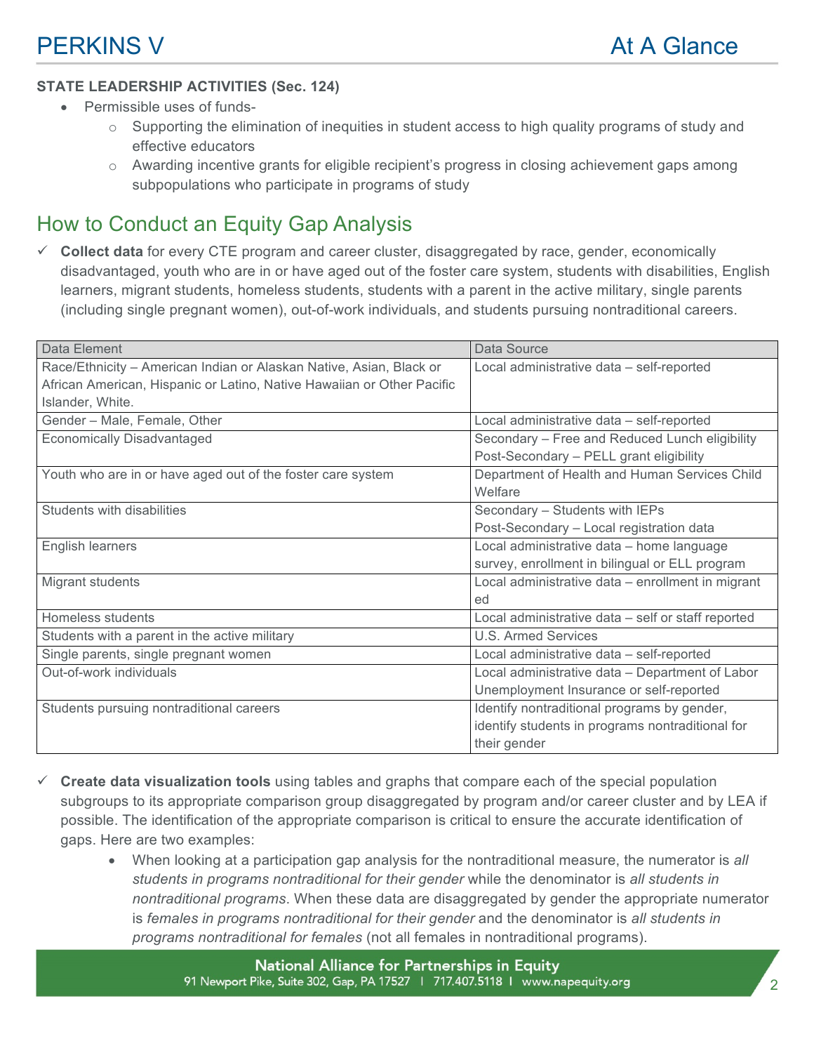**STATE LEADERSHIP ACTIVITIES (Sec. 124)**

- Permissible uses of funds-
  - Supporting the elimination of inequities in student access to high quality programs of study and effective educators
  - Awarding incentive grants for eligible recipient's progress in closing achievement gaps among subpopulations who participate in programs of study

## How to Conduct an Equity Gap Analysis

✓ **Collect data** for every CTE program and career cluster, disaggregated by race, gender, economically disadvantaged, youth who are in or have aged out of the foster care system, students with disabilities, English learners, migrant students, homeless students, students with a parent in the active military, single parents (including single pregnant women), out-of-work individuals, and students pursuing nontraditional careers.

| Data Element | Data Source |
|---|---|
| Race/Ethnicity – American Indian or Alaskan Native, Asian, Black or African American, Hispanic or Latino, Native Hawaiian or Other Pacific Islander, White. | Local administrative data – self-reported |
| Gender – Male, Female, Other | Local administrative data – self-reported |
| Economically Disadvantaged | Secondary – Free and Reduced Lunch eligibility<br>Post-Secondary – PELL grant eligibility |
| Youth who are in or have aged out of the foster care system | Department of Health and Human Services Child Welfare |
| Students with disabilities | Secondary – Students with IEPs<br>Post-Secondary – Local registration data |
| English learners | Local administrative data – home language survey, enrollment in bilingual or ELL program |
| Migrant students | Local administrative data – enrollment in migrant ed |
| Homeless students | Local administrative data – self or staff reported |
| Students with a parent in the active military | U.S. Armed Services |
| Single parents, single pregnant women | Local administrative data – self-reported |
| Out-of-work individuals | Local administrative data – Department of Labor Unemployment Insurance or self-reported |
| Students pursuing nontraditional careers | Identify nontraditional programs by gender, identify students in programs nontraditional for their gender |

✓ **Create data visualization tools** using tables and graphs that compare each of the special population subgroups to its appropriate comparison group disaggregated by program and/or career cluster and by LEA if possible. The identification of the appropriate comparison is critical to ensure the accurate identification of gaps. Here are two examples:

- When looking at a participation gap analysis for the nontraditional measure, the numerator is *all students in programs nontraditional for their gender* while the denominator is *all students in nontraditional programs*. When these data are disaggregated by gender the appropriate numerator is *females in programs nontraditional for their gender* and the denominator is *all students in programs nontraditional for females* (not all females in nontraditional programs).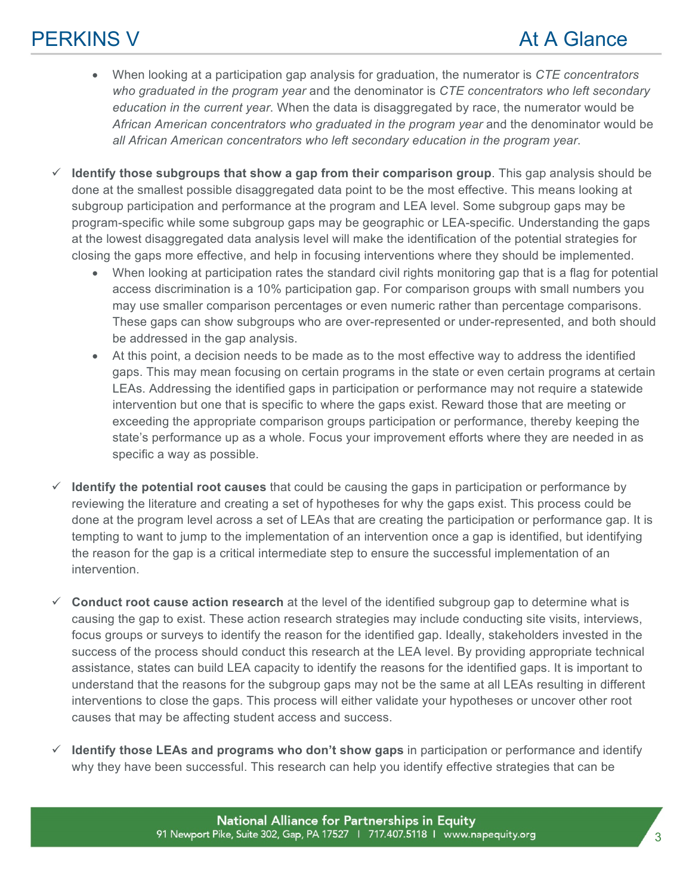- When looking at a participation gap analysis for graduation, the numerator is *CTE concentrators who graduated in the program year* and the denominator is *CTE concentrators who left secondary education in the current year*. When the data is disaggregated by race, the numerator would be *African American concentrators who graduated in the program year* and the denominator would be *all African American concentrators who left secondary education in the program year*.

✓ **Identify those subgroups that show a gap from their comparison group**. This gap analysis should be done at the smallest possible disaggregated data point to be the most effective. This means looking at subgroup participation and performance at the program and LEA level. Some subgroup gaps may be program-specific while some subgroup gaps may be geographic or LEA-specific. Understanding the gaps at the lowest disaggregated data analysis level will make the identification of the potential strategies for closing the gaps more effective, and help in focusing interventions where they should be implemented.

- When looking at participation rates the standard civil rights monitoring gap that is a flag for potential access discrimination is a 10% participation gap. For comparison groups with small numbers you may use smaller comparison percentages or even numeric rather than percentage comparisons. These gaps can show subgroups who are over-represented or under-represented, and both should be addressed in the gap analysis.
- At this point, a decision needs to be made as to the most effective way to address the identified gaps. This may mean focusing on certain programs in the state or even certain programs at certain LEAs. Addressing the identified gaps in participation or performance may not require a statewide intervention but one that is specific to where the gaps exist. Reward those that are meeting or exceeding the appropriate comparison groups participation or performance, thereby keeping the state's performance up as a whole. Focus your improvement efforts where they are needed in as specific a way as possible.

✓ **Identify the potential root causes** that could be causing the gaps in participation or performance by reviewing the literature and creating a set of hypotheses for why the gaps exist. This process could be done at the program level across a set of LEAs that are creating the participation or performance gap. It is tempting to want to jump to the implementation of an intervention once a gap is identified, but identifying the reason for the gap is a critical intermediate step to ensure the successful implementation of an intervention.

✓ **Conduct root cause action research** at the level of the identified subgroup gap to determine what is causing the gap to exist. These action research strategies may include conducting site visits, interviews, focus groups or surveys to identify the reason for the identified gap. Ideally, stakeholders invested in the success of the process should conduct this research at the LEA level. By providing appropriate technical assistance, states can build LEA capacity to identify the reasons for the identified gaps. It is important to understand that the reasons for the subgroup gaps may not be the same at all LEAs resulting in different interventions to close the gaps. This process will either validate your hypotheses or uncover other root causes that may be affecting student access and success.

✓ **Identify those LEAs and programs who don't show gaps** in participation or performance and identify why they have been successful. This research can help you identify effective strategies that can be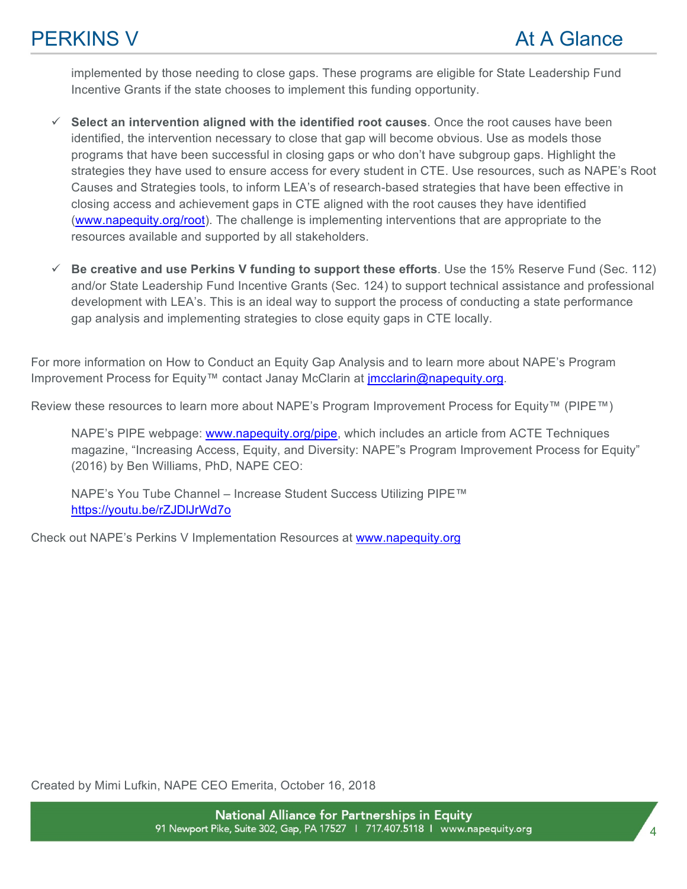implemented by those needing to close gaps. These programs are eligible for State Leadership Fund Incentive Grants if the state chooses to implement this funding opportunity.

- ✓ **Select an intervention aligned with the identified root causes**. Once the root causes have been identified, the intervention necessary to close that gap will become obvious. Use as models those programs that have been successful in closing gaps or who don't have subgroup gaps. Highlight the strategies they have used to ensure access for every student in CTE. Use resources, such as NAPE's Root Causes and Strategies tools, to inform LEA's of research-based strategies that have been effective in closing access and achievement gaps in CTE aligned with the root causes they have identified (www.napequity.org/root). The challenge is implementing interventions that are appropriate to the resources available and supported by all stakeholders.

- ✓ **Be creative and use Perkins V funding to support these efforts**. Use the 15% Reserve Fund (Sec. 112) and/or State Leadership Fund Incentive Grants (Sec. 124) to support technical assistance and professional development with LEA's. This is an ideal way to support the process of conducting a state performance gap analysis and implementing strategies to close equity gaps in CTE locally.

For more information on How to Conduct an Equity Gap Analysis and to learn more about NAPE's Program Improvement Process for Equity™ contact Janay McClarin at jmcclarin@napequity.org.

Review these resources to learn more about NAPE's Program Improvement Process for Equity™ (PIPE™)

NAPE's PIPE webpage: www.napequity.org/pipe, which includes an article from ACTE Techniques magazine, "Increasing Access, Equity, and Diversity: NAPE"s Program Improvement Process for Equity" (2016) by Ben Williams, PhD, NAPE CEO:

NAPE's You Tube Channel – Increase Student Success Utilizing PIPE™
https://youtu.be/rZJDlJrWd7o

Check out NAPE's Perkins V Implementation Resources at www.napequity.org

Created by Mimi Lufkin, NAPE CEO Emerita, October 16, 2018